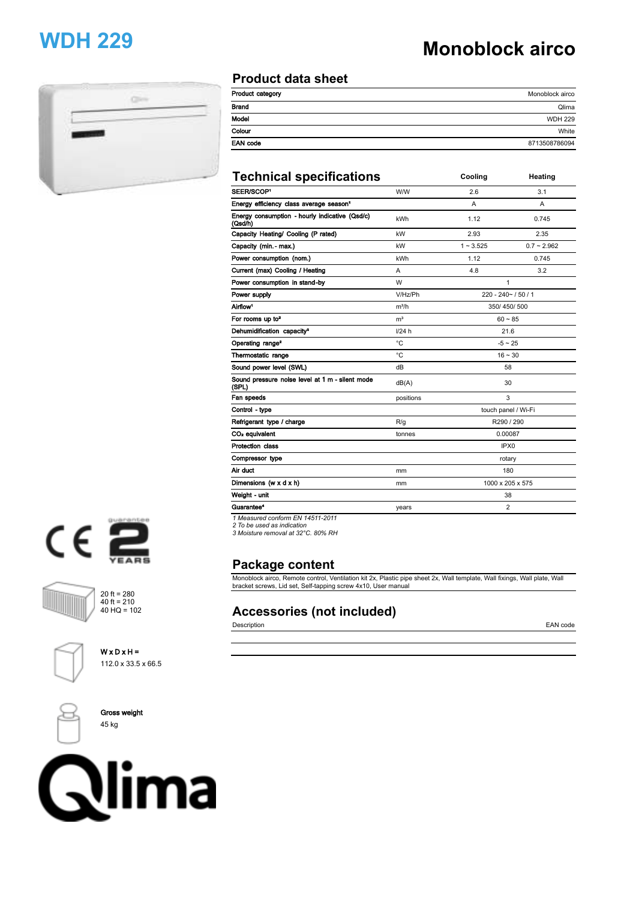# WDH 229

# Monoblock airco

## Product data sheet

| | |
|---|---|
| **Product category** | Monoblock airco |
| **Brand** | Qlima |
| **Model** | WDH 229 |
| **Colour** | White |
| **EAN code** | 8713508786094 |

## Technical specifications

| | | Cooling | Heating |
|---|---|---|---|
| **SEER/SCOP**[1] | W/W | 2.6 | 3.1 |
| **Energy efficiency class average season**[1] | | A | A |
| **Energy consumption - hourly indicative (Qsd/c) (Qsd/h)** | kWh | 1.12 | 0.745 |
| **Capacity Heating/ Cooling (P rated)** | kW | 2.93 | 2.35 |
| **Capacity (min.- max.)** | kW | 1 ~ 3.525 | 0.7 ~ 2.962 |
| **Power consumption (nom.)** | kWh | 1.12 | 0.745 |
| **Current (max) Cooling / Heating** | A | 4.8 | 3.2 |
| **Power consumption in stand-by** | W | 1 | |
| **Power supply** | V/Hz/Ph | 220 - 240~ / 50 / 1 | |
| **Airflow**[1] | m³/h | 350/ 450/ 500 | |
| **For rooms up to**[2] | m³ | 60 ~ 85 | |
| **Dehumidification capacity**[3] | l/24 h | 21.6 | |
| **Operating range**[2] | °C | -5 ~ 25 | |
| **Thermostatic range** | °C | 16 ~ 30 | |
| **Sound power level (SWL)** | dB | 58 | |
| **Sound pressure noise level at 1 m - silent mode (SPL)** | dB(A) | 30 | |
| **Fan speeds** | positions | 3 | |
| **Control - type** | | touch panel / Wi-Fi | |
| **Refrigerant type / charge** | R/g | R290 / 290 | |
| **$CO_2$ equivalent** | tonnes | 0.00087 | |
| **Protection class** | | IPX0 | |
| **Compressor type** | | rotary | |
| **Air duct** | mm | 180 | |
| **Dimensions (w x d x h)** | mm | 1000 x 205 x 575 | |
| **Weight - unit** | | 38 | |
| **Guarantee**[4] | years | 2 | |

*1 Measured conform EN 14511-2011*
*2 To be used as indication*
*3 Moisture removal at 32°C. 80% RH*

guarantee 2 YEARS

20 ft = 280
40 ft = 210
40 HQ = 102

W x D x H =
112.0 x 33.5 x 66.5

Gross weight
45 kg

## Package content

Monoblock airco, Remote control, Ventilation kit 2x, Plastic pipe sheet 2x, Wall template, Wall fixings, Wall plate, Wall bracket screws, Lid set, Self-tapping screw 4x10, User manual

## Accessories (not included)

| Description | EAN code |
|---|---|
| | |

Qlima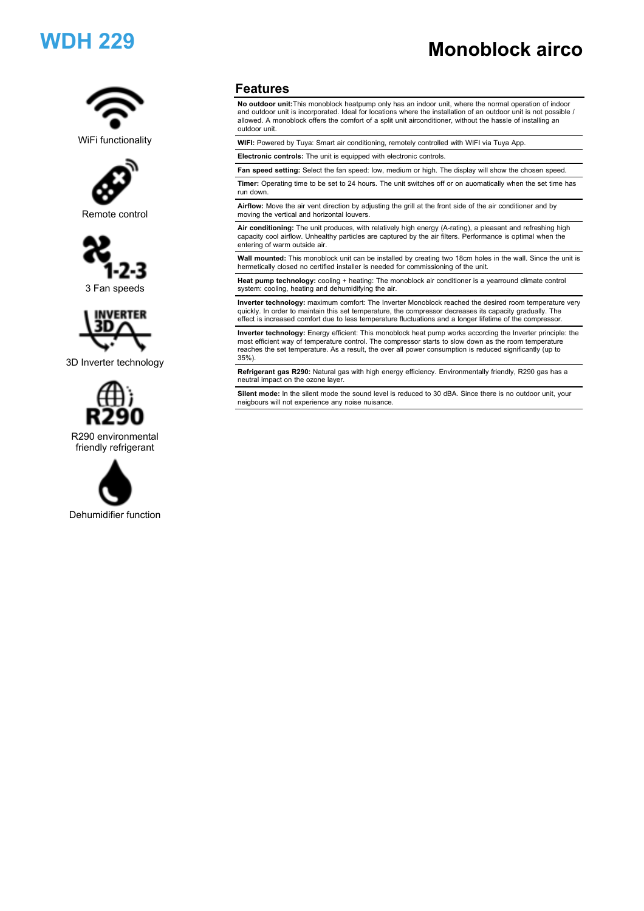# WDH 229

# Monoblock airco

WiFi functionality

Remote control

3 Fan speeds

3D Inverter technology

R290 environmental friendly refrigerant

Dehumidifier function

## Features

**No outdoor unit:** This monoblock heatpump only has an indoor unit, where the normal operation of indoor and outdoor unit is incorporated. Ideal for locations where the installation of an outdoor unit is not possible / allowed. A monoblock offers the comfort of a split unit airconditioner, without the hassle of installing an outdoor unit.

**WIFI:** Powered by Tuya: Smart air conditioning, remotely controlled with WIFI via Tuya App.

**Electronic controls:** The unit is equipped with electronic controls.

**Fan speed setting:** Select the fan speed: low, medium or high. The display will show the chosen speed.

**Timer:** Operating time to be set to 24 hours. The unit switches off or on auomatically when the set time has run down.

**Airflow:** Move the air vent direction by adjusting the grill at the front side of the air conditioner and by moving the vertical and horizontal louvers.

**Air conditioning:** The unit produces, with relatively high energy (A-rating), a pleasant and refreshing high capacity cool airflow. Unhealthy particles are captured by the air filters. Performance is optimal when the entering of warm outside air.

**Wall mounted:** This monoblock unit can be installed by creating two 18cm holes in the wall. Since the unit is hermetically closed no certified installer is needed for commissioning of the unit.

**Heat pump technology:** cooling + heating: The monoblock air conditioner is a yearround climate control system: cooling, heating and dehumidifying the air.

**Inverter technology:** maximum comfort: The Inverter Monoblock reached the desired room temperature very quickly. In order to maintain this set temperature, the compressor decreases its capacity gradually. The effect is increased comfort due to less temperature fluctuations and a longer lifetime of the compressor.

**Inverter technology:** Energy efficient: This monoblock heat pump works according the Inverter principle: the most efficient way of temperature control. The compressor starts to slow down as the room temperature reaches the set temperature. As a result, the over all power consumption is reduced significantly (up to 35%).

**Refrigerant gas R290:** Natural gas with high energy efficiency. Environmentally friendly, R290 gas has a neutral impact on the ozone layer.

**Silent mode:** In the silent mode the sound level is reduced to 30 dBA. Since there is no outdoor unit, your neigbours will not experience any noise nuisance.